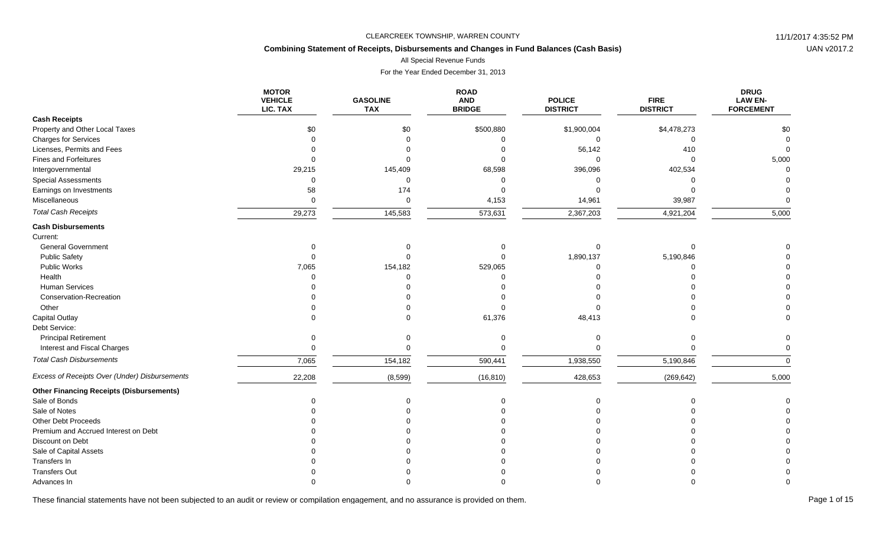CLEARCREEK TOWNSHIP, WARREN COUNTY

## Combining Statement of Receipts, Disbursements and Changes in Fund Balances (Cash Basis)

All Special Revenue Funds

For the Year Ended December 31, 2013

| | MOTOR VEHICLE LIC. TAX | GASOLINE TAX | ROAD AND BRIDGE | POLICE DISTRICT | FIRE DISTRICT | DRUG LAW EN-FORCEMENT |
|---|---|---|---|---|---|---|
| **Cash Receipts** | | | | | | |
| Property and Other Local Taxes | $0 | $0 | $500,880 | $1,900,004 | $4,478,273 | $0 |
| Charges for Services | 0 | 0 | 0 | 0 | 0 | 0 |
| Licenses, Permits and Fees | 0 | 0 | 0 | 56,142 | 410 | 0 |
| Fines and Forfeitures | 0 | 0 | 0 | 0 | 0 | 5,000 |
| Intergovernmental | 29,215 | 145,409 | 68,598 | 396,096 | 402,534 | 0 |
| Special Assessments | 0 | 0 | 0 | 0 | 0 | 0 |
| Earnings on Investments | 58 | 174 | 0 | 0 | 0 | 0 |
| Miscellaneous | 0 | 0 | 4,153 | 14,961 | 39,987 | 0 |
| *Total Cash Receipts* | 29,273 | 145,583 | 573,631 | 2,367,203 | 4,921,204 | 5,000 |
| **Cash Disbursements** | | | | | | |
| Current: | | | | | | |
| General Government | 0 | 0 | 0 | 0 | 0 | 0 |
| Public Safety | 0 | 0 | 0 | 1,890,137 | 5,190,846 | 0 |
| Public Works | 7,065 | 154,182 | 529,065 | 0 | 0 | 0 |
| Health | 0 | 0 | 0 | 0 | 0 | 0 |
| Human Services | 0 | 0 | 0 | 0 | 0 | 0 |
| Conservation-Recreation | 0 | 0 | 0 | 0 | 0 | 0 |
| Other | 0 | 0 | 0 | 0 | 0 | 0 |
| Capital Outlay | 0 | 0 | 61,376 | 48,413 | 0 | 0 |
| Debt Service: | | | | | | |
| Principal Retirement | 0 | 0 | 0 | 0 | 0 | 0 |
| Interest and Fiscal Charges | 0 | 0 | 0 | 0 | 0 | 0 |
| *Total Cash Disbursements* | 7,065 | 154,182 | 590,441 | 1,938,550 | 5,190,846 | 0 |
| *Excess of Receipts Over (Under) Disbursements* | 22,208 | (8,599) | (16,810) | 428,653 | (269,642) | 5,000 |
| **Other Financing Receipts (Disbursements)** | | | | | | |
| Sale of Bonds | 0 | 0 | 0 | 0 | 0 | 0 |
| Sale of Notes | 0 | 0 | 0 | 0 | 0 | 0 |
| Other Debt Proceeds | 0 | 0 | 0 | 0 | 0 | 0 |
| Premium and Accrued Interest on Debt | 0 | 0 | 0 | 0 | 0 | 0 |
| Discount on Debt | 0 | 0 | 0 | 0 | 0 | 0 |
| Sale of Capital Assets | 0 | 0 | 0 | 0 | 0 | 0 |
| Transfers In | 0 | 0 | 0 | 0 | 0 | 0 |
| Transfers Out | 0 | 0 | 0 | 0 | 0 | 0 |
| Advances In | 0 | 0 | 0 | 0 | 0 | 0 |

These financial statements have not been subjected to an audit or review or compilation engagement, and no assurance is provided on them.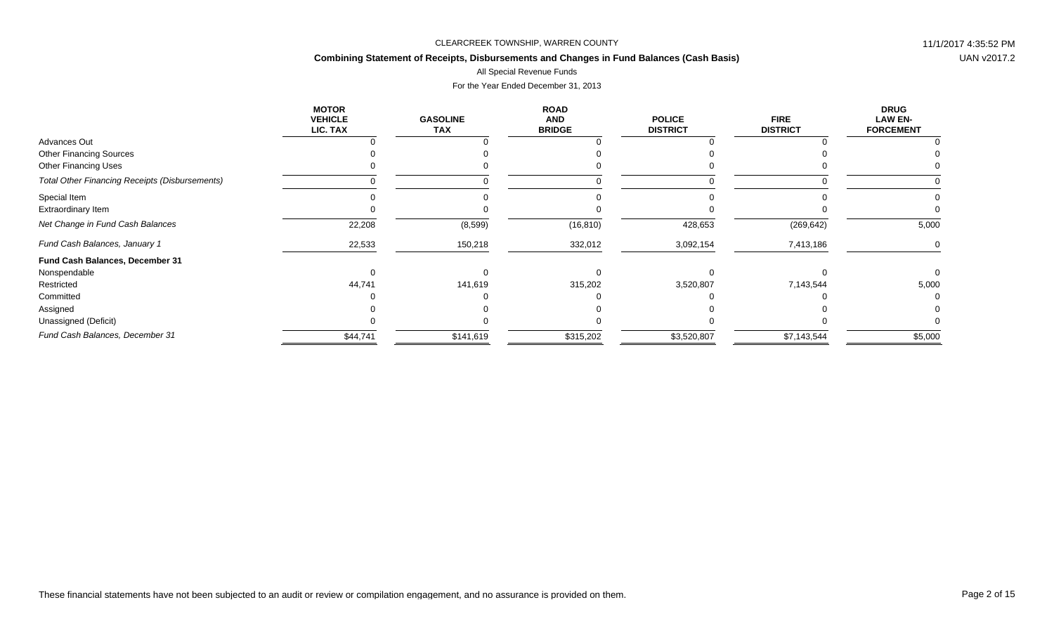CLEARCREEK TOWNSHIP, WARREN COUNTY

**Combining Statement of Receipts, Disbursements and Changes in Fund Balances (Cash Basis)**

All Special Revenue Funds

For the Year Ended December 31, 2013

| | MOTOR VEHICLE LIC. TAX | GASOLINE TAX | ROAD AND BRIDGE | POLICE DISTRICT | FIRE DISTRICT | DRUG LAW EN-FORCEMENT |
|---|---|---|---|---|---|---|
| Advances Out | 0 | 0 | 0 | 0 | 0 | 0 |
| Other Financing Sources | 0 | 0 | 0 | 0 | 0 | 0 |
| Other Financing Uses | 0 | 0 | 0 | 0 | 0 | 0 |
| *Total Other Financing Receipts (Disbursements)* | 0 | 0 | 0 | 0 | 0 | 0 |
| Special Item | 0 | 0 | 0 | 0 | 0 | 0 |
| Extraordinary Item | 0 | 0 | 0 | 0 | 0 | 0 |
| *Net Change in Fund Cash Balances* | 22,208 | (8,599) | (16,810) | 428,653 | (269,642) | 5,000 |
| *Fund Cash Balances, January 1* | 22,533 | 150,218 | 332,012 | 3,092,154 | 7,413,186 | 0 |
| **Fund Cash Balances, December 31** | | | | | | |
| Nonspendable | 0 | 0 | 0 | 0 | 0 | 0 |
| Restricted | 44,741 | 141,619 | 315,202 | 3,520,807 | 7,143,544 | 5,000 |
| Committed | 0 | 0 | 0 | 0 | 0 | 0 |
| Assigned | 0 | 0 | 0 | 0 | 0 | 0 |
| Unassigned (Deficit) | 0 | 0 | 0 | 0 | 0 | 0 |
| *Fund Cash Balances, December 31* | $44,741 | $141,619 | $315,202 | $3,520,807 | $7,143,544 | $5,000 |

These financial statements have not been subjected to an audit or review or compilation engagement, and no assurance is provided on them.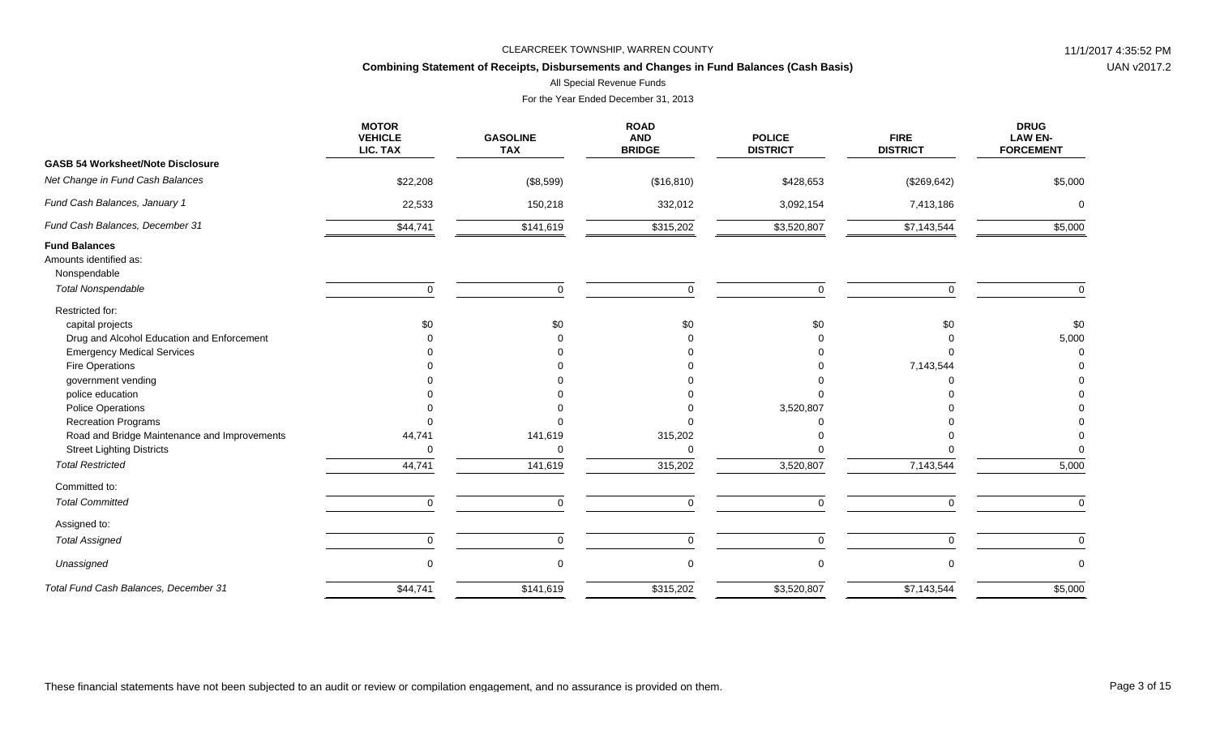CLEARCREEK TOWNSHIP, WARREN COUNTY

**Combining Statement of Receipts, Disbursements and Changes in Fund Balances (Cash Basis)**

All Special Revenue Funds

For the Year Ended December 31, 2013

| | MOTOR VEHICLE LIC. TAX | GASOLINE TAX | ROAD AND BRIDGE | POLICE DISTRICT | FIRE DISTRICT | DRUG LAW EN-FORCEMENT |
|---|---|---|---|---|---|---|
| **GASB 54 Worksheet/Note Disclosure** | | | | | | |
| *Net Change in Fund Cash Balances* | $22,208 | ($8,599) | ($16,810) | $428,653 | ($269,642) | $5,000 |
| *Fund Cash Balances, January 1* | 22,533 | 150,218 | 332,012 | 3,092,154 | 7,413,186 | 0 |
| *Fund Cash Balances, December 31* | $44,741 | $141,619 | $315,202 | $3,520,807 | $7,143,544 | $5,000 |
| **Fund Balances** | | | | | | |
| Amounts identified as: | | | | | | |
| Nonspendable | | | | | | |
| *Total Nonspendable* | 0 | 0 | 0 | 0 | 0 | 0 |
| Restricted for: | | | | | | |
| capital projects | $0 | $0 | $0 | $0 | $0 | $0 |
| Drug and Alcohol Education and Enforcement | 0 | 0 | 0 | 0 | 0 | 5,000 |
| Emergency Medical Services | 0 | 0 | 0 | 0 | 0 | 0 |
| Fire Operations | 0 | 0 | 0 | 0 | 7,143,544 | 0 |
| government vending | 0 | 0 | 0 | 0 | 0 | 0 |
| police education | 0 | 0 | 0 | 0 | 0 | 0 |
| Police Operations | 0 | 0 | 0 | 3,520,807 | 0 | 0 |
| Recreation Programs | 0 | 0 | 0 | 0 | 0 | 0 |
| Road and Bridge Maintenance and Improvements | 44,741 | 141,619 | 315,202 | 0 | 0 | 0 |
| Street Lighting Districts | 0 | 0 | 0 | 0 | 0 | 0 |
| *Total Restricted* | 44,741 | 141,619 | 315,202 | 3,520,807 | 7,143,544 | 5,000 |
| Committed to: | | | | | | |
| *Total Committed* | 0 | 0 | 0 | 0 | 0 | 0 |
| Assigned to: | | | | | | |
| *Total Assigned* | 0 | 0 | 0 | 0 | 0 | 0 |
| *Unassigned* | 0 | 0 | 0 | 0 | 0 | 0 |
| *Total Fund Cash Balances, December 31* | $44,741 | $141,619 | $315,202 | $3,520,807 | $7,143,544 | $5,000 |

These financial statements have not been subjected to an audit or review or compilation engagement, and no assurance is provided on them.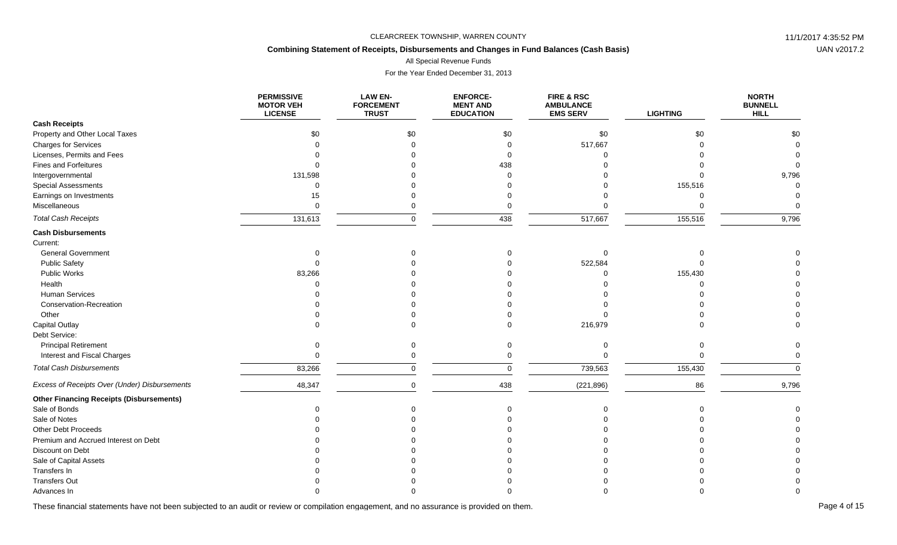CLEARCREEK TOWNSHIP, WARREN COUNTY

**Combining Statement of Receipts, Disbursements and Changes in Fund Balances (Cash Basis)**

All Special Revenue Funds

For the Year Ended December 31, 2013

| | PERMISSIVE MOTOR VEH LICENSE | LAW EN-FORCEMENT TRUST | ENFORCE-MENT AND EDUCATION | FIRE & RSC AMBULANCE EMS SERV | LIGHTING | NORTH BUNNELL HILL |
|---|---|---|---|---|---|---|
| **Cash Receipts** | | | | | | |
| Property and Other Local Taxes | $0 | $0 | $0 | $0 | $0 | $0 |
| Charges for Services | 0 | 0 | 0 | 517,667 | 0 | 0 |
| Licenses, Permits and Fees | 0 | 0 | 0 | 0 | 0 | 0 |
| Fines and Forfeitures | 0 | 0 | 438 | 0 | 0 | 0 |
| Intergovernmental | 131,598 | 0 | 0 | 0 | 0 | 9,796 |
| Special Assessments | 0 | 0 | 0 | 0 | 155,516 | 0 |
| Earnings on Investments | 15 | 0 | 0 | 0 | 0 | 0 |
| Miscellaneous | 0 | 0 | 0 | 0 | 0 | 0 |
| *Total Cash Receipts* | 131,613 | 0 | 438 | 517,667 | 155,516 | 9,796 |
| **Cash Disbursements** | | | | | | |
| Current: | | | | | | |
| General Government | 0 | 0 | 0 | 0 | 0 | 0 |
| Public Safety | 0 | 0 | 0 | 522,584 | 0 | 0 |
| Public Works | 83,266 | 0 | 0 | 0 | 155,430 | 0 |
| Health | 0 | 0 | 0 | 0 | 0 | 0 |
| Human Services | 0 | 0 | 0 | 0 | 0 | 0 |
| Conservation-Recreation | 0 | 0 | 0 | 0 | 0 | 0 |
| Other | 0 | 0 | 0 | 0 | 0 | 0 |
| Capital Outlay | 0 | 0 | 0 | 216,979 | 0 | 0 |
| Debt Service: | | | | | | |
| Principal Retirement | 0 | 0 | 0 | 0 | 0 | 0 |
| Interest and Fiscal Charges | 0 | 0 | 0 | 0 | 0 | 0 |
| *Total Cash Disbursements* | 83,266 | 0 | 0 | 739,563 | 155,430 | 0 |
| *Excess of Receipts Over (Under) Disbursements* | 48,347 | 0 | 438 | (221,896) | 86 | 9,796 |
| **Other Financing Receipts (Disbursements)** | | | | | | |
| Sale of Bonds | 0 | 0 | 0 | 0 | 0 | 0 |
| Sale of Notes | 0 | 0 | 0 | 0 | 0 | 0 |
| Other Debt Proceeds | 0 | 0 | 0 | 0 | 0 | 0 |
| Premium and Accrued Interest on Debt | 0 | 0 | 0 | 0 | 0 | 0 |
| Discount on Debt | 0 | 0 | 0 | 0 | 0 | 0 |
| Sale of Capital Assets | 0 | 0 | 0 | 0 | 0 | 0 |
| Transfers In | 0 | 0 | 0 | 0 | 0 | 0 |
| Transfers Out | 0 | 0 | 0 | 0 | 0 | 0 |
| Advances In | 0 | 0 | 0 | 0 | 0 | 0 |

These financial statements have not been subjected to an audit or review or compilation engagement, and no assurance is provided on them.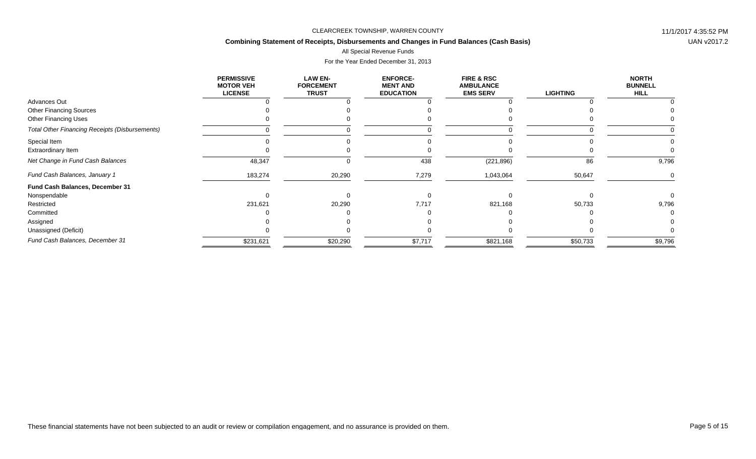CLEARCREEK TOWNSHIP, WARREN COUNTY

**Combining Statement of Receipts, Disbursements and Changes in Fund Balances (Cash Basis)**

All Special Revenue Funds

For the Year Ended December 31, 2013

| | PERMISSIVE MOTOR VEH LICENSE | LAW EN-FORCEMENT TRUST | ENFORCE-MENT AND EDUCATION | FIRE & RSC AMBULANCE EMS SERV | LIGHTING | NORTH BUNNELL HILL |
|---|---|---|---|---|---|---|
| Advances Out | 0 | 0 | 0 | 0 | 0 | 0 |
| Other Financing Sources | 0 | 0 | 0 | 0 | 0 | 0 |
| Other Financing Uses | 0 | 0 | 0 | 0 | 0 | 0 |
| *Total Other Financing Receipts (Disbursements)* | 0 | 0 | 0 | 0 | 0 | 0 |
| Special Item | 0 | 0 | 0 | 0 | 0 | 0 |
| Extraordinary Item | 0 | 0 | 0 | 0 | 0 | 0 |
| *Net Change in Fund Cash Balances* | 48,347 | 0 | 438 | (221,896) | 86 | 9,796 |
| *Fund Cash Balances, January 1* | 183,274 | 20,290 | 7,279 | 1,043,064 | 50,647 | 0 |
| **Fund Cash Balances, December 31** | | | | | | |
| Nonspendable | 0 | 0 | 0 | 0 | 0 | 0 |
| Restricted | 231,621 | 20,290 | 7,717 | 821,168 | 50,733 | 9,796 |
| Committed | 0 | 0 | 0 | 0 | 0 | 0 |
| Assigned | 0 | 0 | 0 | 0 | 0 | 0 |
| Unassigned (Deficit) | 0 | 0 | 0 | 0 | 0 | 0 |
| *Fund Cash Balances, December 31* | $231,621 | $20,290 | $7,717 | $821,168 | $50,733 | $9,796 |

These financial statements have not been subjected to an audit or review or compilation engagement, and no assurance is provided on them.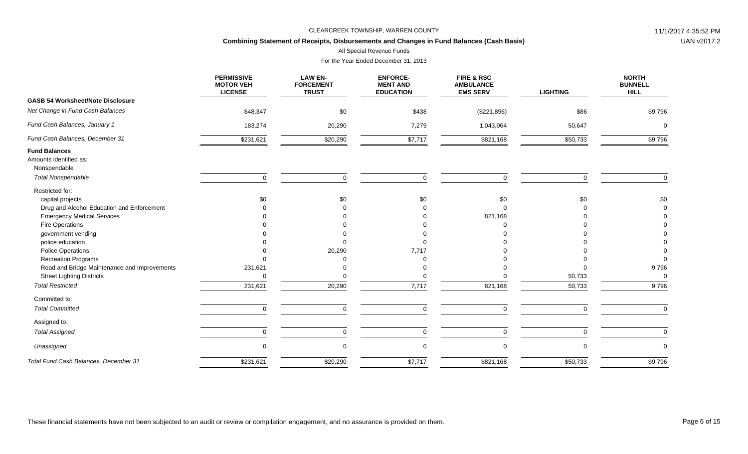CLEARCREEK TOWNSHIP, WARREN COUNTY

**Combining Statement of Receipts, Disbursements and Changes in Fund Balances (Cash Basis)**

All Special Revenue Funds

For the Year Ended December 31, 2013

| | PERMISSIVE MOTOR VEH LICENSE | LAW EN-FORCEMENT TRUST | ENFORCE-MENT AND EDUCATION | FIRE & RSC AMBULANCE EMS SERV | LIGHTING | NORTH BUNNELL HILL |
|---|---|---|---|---|---|---|
| **GASB 54 Worksheet/Note Disclosure** | | | | | | |
| *Net Change in Fund Cash Balances* | $48,347 | $0 | $438 | ($221,896) | $86 | $9,796 |
| *Fund Cash Balances, January 1* | 183,274 | 20,290 | 7,279 | 1,043,064 | 50,647 | 0 |
| *Fund Cash Balances, December 31* | $231,621 | $20,290 | $7,717 | $821,168 | $50,733 | $9,796 |
| **Fund Balances** | | | | | | |
| Amounts identified as: | | | | | | |
| Nonspendable | | | | | | |
| *Total Nonspendable* | 0 | 0 | 0 | 0 | 0 | 0 |
| Restricted for: | | | | | | |
| capital projects | $0 | $0 | $0 | $0 | $0 | $0 |
| Drug and Alcohol Education and Enforcement | 0 | 0 | 0 | 0 | 0 | 0 |
| Emergency Medical Services | 0 | 0 | 0 | 821,168 | 0 | 0 |
| Fire Operations | 0 | 0 | 0 | 0 | 0 | 0 |
| government vending | 0 | 0 | 0 | 0 | 0 | 0 |
| police education | 0 | 0 | 0 | 0 | 0 | 0 |
| Police Operations | 0 | 20,290 | 7,717 | 0 | 0 | 0 |
| Recreation Programs | 0 | 0 | 0 | 0 | 0 | 0 |
| Road and Bridge Maintenance and Improvements | 231,621 | 0 | 0 | 0 | 0 | 9,796 |
| Street Lighting Districts | 0 | 0 | 0 | 0 | 50,733 | 0 |
| *Total Restricted* | 231,621 | 20,290 | 7,717 | 821,168 | 50,733 | 9,796 |
| Committed to: | | | | | | |
| *Total Committed* | 0 | 0 | 0 | 0 | 0 | 0 |
| Assigned to: | | | | | | |
| *Total Assigned* | 0 | 0 | 0 | 0 | 0 | 0 |
| *Unassigned* | 0 | 0 | 0 | 0 | 0 | 0 |
| *Total Fund Cash Balances, December 31* | $231,621 | $20,290 | $7,717 | $821,168 | $50,733 | $9,796 |

These financial statements have not been subjected to an audit or review or compilation engagement, and no assurance is provided on them.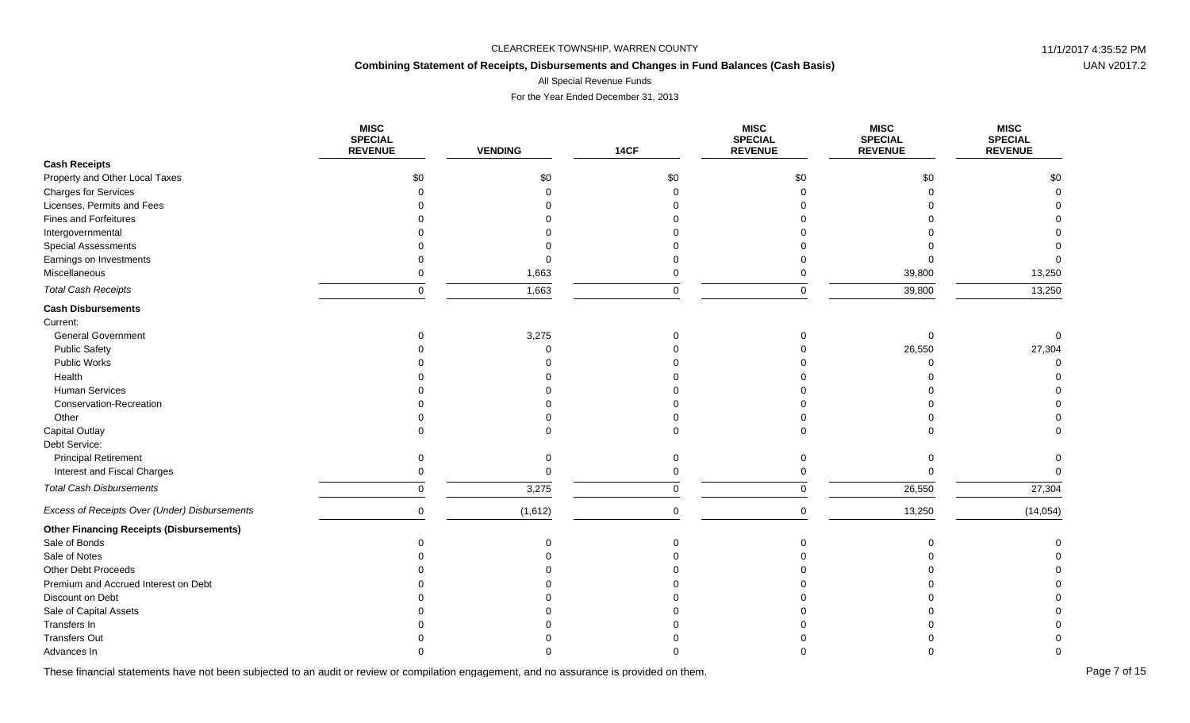CLEARCREEK TOWNSHIP, WARREN COUNTY

**Combining Statement of Receipts, Disbursements and Changes in Fund Balances (Cash Basis)**

All Special Revenue Funds

For the Year Ended December 31, 2013

| | MISC SPECIAL REVENUE | VENDING | 14CF | MISC SPECIAL REVENUE | MISC SPECIAL REVENUE | MISC SPECIAL REVENUE |
|---|---|---|---|---|---|---|
| **Cash Receipts** | | | | | | |
| Property and Other Local Taxes | $0 | $0 | $0 | $0 | $0 | $0 |
| Charges for Services | 0 | 0 | 0 | 0 | 0 | 0 |
| Licenses, Permits and Fees | 0 | 0 | 0 | 0 | 0 | 0 |
| Fines and Forfeitures | 0 | 0 | 0 | 0 | 0 | 0 |
| Intergovernmental | 0 | 0 | 0 | 0 | 0 | 0 |
| Special Assessments | 0 | 0 | 0 | 0 | 0 | 0 |
| Earnings on Investments | 0 | 0 | 0 | 0 | 0 | 0 |
| Miscellaneous | 0 | 1,663 | 0 | 0 | 39,800 | 13,250 |
| *Total Cash Receipts* | 0 | 1,663 | 0 | 0 | 39,800 | 13,250 |
| **Cash Disbursements** | | | | | | |
| Current: | | | | | | |
| General Government | 0 | 3,275 | 0 | 0 | 0 | 0 |
| Public Safety | 0 | 0 | 0 | 0 | 26,550 | 27,304 |
| Public Works | 0 | 0 | 0 | 0 | 0 | 0 |
| Health | 0 | 0 | 0 | 0 | 0 | 0 |
| Human Services | 0 | 0 | 0 | 0 | 0 | 0 |
| Conservation-Recreation | 0 | 0 | 0 | 0 | 0 | 0 |
| Other | 0 | 0 | 0 | 0 | 0 | 0 |
| Capital Outlay | 0 | 0 | 0 | 0 | 0 | 0 |
| Debt Service: | | | | | | |
| Principal Retirement | 0 | 0 | 0 | 0 | 0 | 0 |
| Interest and Fiscal Charges | 0 | 0 | 0 | 0 | 0 | 0 |
| *Total Cash Disbursements* | 0 | 3,275 | 0 | 0 | 26,550 | 27,304 |
| *Excess of Receipts Over (Under) Disbursements* | 0 | (1,612) | 0 | 0 | 13,250 | (14,054) |
| **Other Financing Receipts (Disbursements)** | | | | | | |
| Sale of Bonds | 0 | 0 | 0 | 0 | 0 | 0 |
| Sale of Notes | 0 | 0 | 0 | 0 | 0 | 0 |
| Other Debt Proceeds | 0 | 0 | 0 | 0 | 0 | 0 |
| Premium and Accrued Interest on Debt | 0 | 0 | 0 | 0 | 0 | 0 |
| Discount on Debt | 0 | 0 | 0 | 0 | 0 | 0 |
| Sale of Capital Assets | 0 | 0 | 0 | 0 | 0 | 0 |
| Transfers In | 0 | 0 | 0 | 0 | 0 | 0 |
| Transfers Out | 0 | 0 | 0 | 0 | 0 | 0 |
| Advances In | 0 | 0 | 0 | 0 | 0 | 0 |

These financial statements have not been subjected to an audit or review or compilation engagement, and no assurance is provided on them.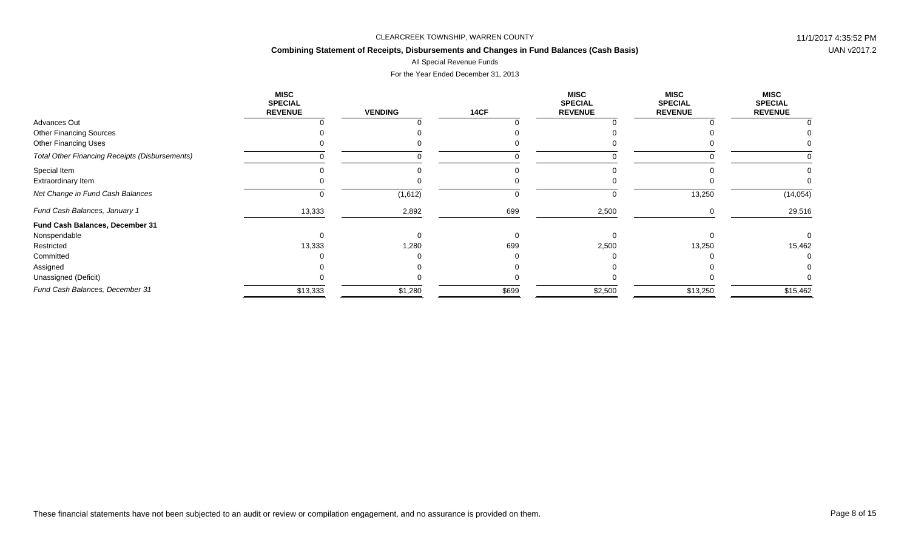CLEARCREEK TOWNSHIP, WARREN COUNTY

**Combining Statement of Receipts, Disbursements and Changes in Fund Balances (Cash Basis)**

All Special Revenue Funds

For the Year Ended December 31, 2013

| | MISC SPECIAL REVENUE | VENDING | 14CF | MISC SPECIAL REVENUE | MISC SPECIAL REVENUE | MISC SPECIAL REVENUE |
|---|---|---|---|---|---|---|
| Advances Out | 0 | 0 | 0 | 0 | 0 | 0 |
| Other Financing Sources | 0 | 0 | 0 | 0 | 0 | 0 |
| Other Financing Uses | 0 | 0 | 0 | 0 | 0 | 0 |
| *Total Other Financing Receipts (Disbursements)* | 0 | 0 | 0 | 0 | 0 | 0 |
| Special Item | 0 | 0 | 0 | 0 | 0 | 0 |
| Extraordinary Item | 0 | 0 | 0 | 0 | 0 | 0 |
| *Net Change in Fund Cash Balances* | 0 | (1,612) | 0 | 0 | 13,250 | (14,054) |
| *Fund Cash Balances, January 1* | 13,333 | 2,892 | 699 | 2,500 | 0 | 29,516 |
| **Fund Cash Balances, December 31** | | | | | | |
| Nonspendable | 0 | 0 | 0 | 0 | 0 | 0 |
| Restricted | 13,333 | 1,280 | 699 | 2,500 | 13,250 | 15,462 |
| Committed | 0 | 0 | 0 | 0 | 0 | 0 |
| Assigned | 0 | 0 | 0 | 0 | 0 | 0 |
| Unassigned (Deficit) | 0 | 0 | 0 | 0 | 0 | 0 |
| *Fund Cash Balances, December 31* | $13,333 | $1,280 | $699 | $2,500 | $13,250 | $15,462 |

These financial statements have not been subjected to an audit or review or compilation engagement, and no assurance is provided on them.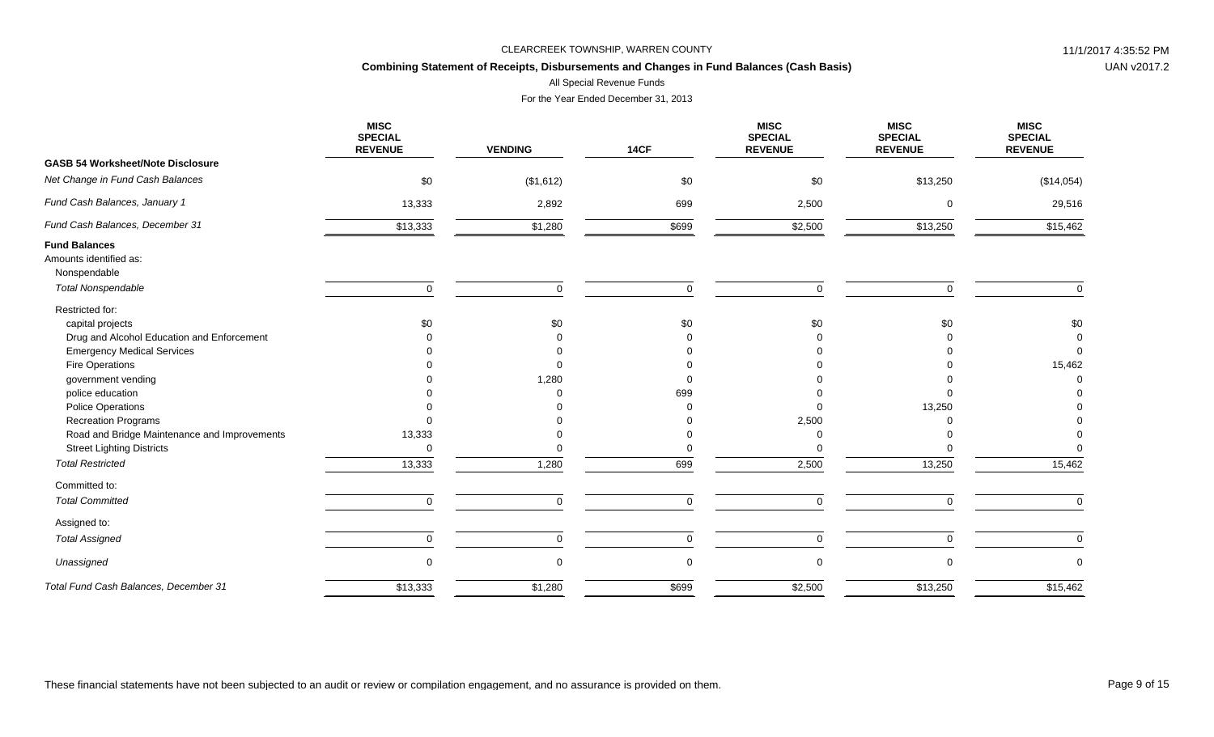CLEARCREEK TOWNSHIP, WARREN COUNTY

**Combining Statement of Receipts, Disbursements and Changes in Fund Balances (Cash Basis)**

All Special Revenue Funds

For the Year Ended December 31, 2013

| | MISC SPECIAL REVENUE | VENDING | 14CF | MISC SPECIAL REVENUE | MISC SPECIAL REVENUE | MISC SPECIAL REVENUE |
|---|---|---|---|---|---|---|
| **GASB 54 Worksheet/Note Disclosure** | | | | | | |
| *Net Change in Fund Cash Balances* | $0 | ($1,612) | $0 | $0 | $13,250 | ($14,054) |
| *Fund Cash Balances, January 1* | 13,333 | 2,892 | 699 | 2,500 | 0 | 29,516 |
| *Fund Cash Balances, December 31* | $13,333 | $1,280 | $699 | $2,500 | $13,250 | $15,462 |
| **Fund Balances** | | | | | | |
| Amounts identified as: | | | | | | |
| Nonspendable | | | | | | |
| *Total Nonspendable* | 0 | 0 | 0 | 0 | 0 | 0 |
| Restricted for: | | | | | | |
| capital projects | $0 | $0 | $0 | $0 | $0 | $0 |
| Drug and Alcohol Education and Enforcement | 0 | 0 | 0 | 0 | 0 | 0 |
| Emergency Medical Services | 0 | 0 | 0 | 0 | 0 | 0 |
| Fire Operations | 0 | 0 | 0 | 0 | 0 | 15,462 |
| government vending | 0 | 1,280 | 0 | 0 | 0 | 0 |
| police education | 0 | 0 | 699 | 0 | 0 | 0 |
| Police Operations | 0 | 0 | 0 | 0 | 13,250 | 0 |
| Recreation Programs | 0 | 0 | 0 | 2,500 | 0 | 0 |
| Road and Bridge Maintenance and Improvements | 13,333 | 0 | 0 | 0 | 0 | 0 |
| Street Lighting Districts | 0 | 0 | 0 | 0 | 0 | 0 |
| *Total Restricted* | 13,333 | 1,280 | 699 | 2,500 | 13,250 | 15,462 |
| Committed to: | | | | | | |
| *Total Committed* | 0 | 0 | 0 | 0 | 0 | 0 |
| Assigned to: | | | | | | |
| *Total Assigned* | 0 | 0 | 0 | 0 | 0 | 0 |
| *Unassigned* | 0 | 0 | 0 | 0 | 0 | 0 |
| *Total Fund Cash Balances, December 31* | $13,333 | $1,280 | $699 | $2,500 | $13,250 | $15,462 |

These financial statements have not been subjected to an audit or review or compilation engagement, and no assurance is provided on them.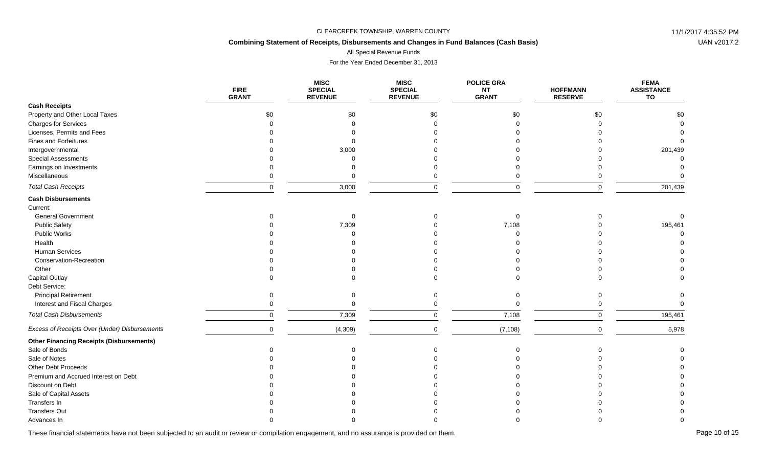CLEARCREEK TOWNSHIP, WARREN COUNTY

**Combining Statement of Receipts, Disbursements and Changes in Fund Balances (Cash Basis)**

All Special Revenue Funds

For the Year Ended December 31, 2013

| | FIRE GRANT | MISC SPECIAL REVENUE | MISC SPECIAL REVENUE | POLICE GRA NT GRANT | HOFFMANN RESERVE | FEMA ASSISTANCE TO |
|---|---|---|---|---|---|---|
| **Cash Receipts** | | | | | | |
| Property and Other Local Taxes | $0 | $0 | $0 | $0 | $0 | $0 |
| Charges for Services | 0 | 0 | 0 | 0 | 0 | 0 |
| Licenses, Permits and Fees | 0 | 0 | 0 | 0 | 0 | 0 |
| Fines and Forfeitures | 0 | 0 | 0 | 0 | 0 | 0 |
| Intergovernmental | 0 | 3,000 | 0 | 0 | 0 | 201,439 |
| Special Assessments | 0 | 0 | 0 | 0 | 0 | 0 |
| Earnings on Investments | 0 | 0 | 0 | 0 | 0 | 0 |
| Miscellaneous | 0 | 0 | 0 | 0 | 0 | 0 |
| *Total Cash Receipts* | 0 | 3,000 | 0 | 0 | 0 | 201,439 |
| **Cash Disbursements** | | | | | | |
| Current: | | | | | | |
| General Government | 0 | 0 | 0 | 0 | 0 | 0 |
| Public Safety | 0 | 7,309 | 0 | 7,108 | 0 | 195,461 |
| Public Works | 0 | 0 | 0 | 0 | 0 | 0 |
| Health | 0 | 0 | 0 | 0 | 0 | 0 |
| Human Services | 0 | 0 | 0 | 0 | 0 | 0 |
| Conservation-Recreation | 0 | 0 | 0 | 0 | 0 | 0 |
| Other | 0 | 0 | 0 | 0 | 0 | 0 |
| Capital Outlay | 0 | 0 | 0 | 0 | 0 | 0 |
| Debt Service: | | | | | | |
| Principal Retirement | 0 | 0 | 0 | 0 | 0 | 0 |
| Interest and Fiscal Charges | 0 | 0 | 0 | 0 | 0 | 0 |
| *Total Cash Disbursements* | 0 | 7,309 | 0 | 7,108 | 0 | 195,461 |
| *Excess of Receipts Over (Under) Disbursements* | 0 | (4,309) | 0 | (7,108) | 0 | 5,978 |
| **Other Financing Receipts (Disbursements)** | | | | | | |
| Sale of Bonds | 0 | 0 | 0 | 0 | 0 | 0 |
| Sale of Notes | 0 | 0 | 0 | 0 | 0 | 0 |
| Other Debt Proceeds | 0 | 0 | 0 | 0 | 0 | 0 |
| Premium and Accrued Interest on Debt | 0 | 0 | 0 | 0 | 0 | 0 |
| Discount on Debt | 0 | 0 | 0 | 0 | 0 | 0 |
| Sale of Capital Assets | 0 | 0 | 0 | 0 | 0 | 0 |
| Transfers In | 0 | 0 | 0 | 0 | 0 | 0 |
| Transfers Out | 0 | 0 | 0 | 0 | 0 | 0 |
| Advances In | 0 | 0 | 0 | 0 | 0 | 0 |

These financial statements have not been subjected to an audit or review or compilation engagement, and no assurance is provided on them.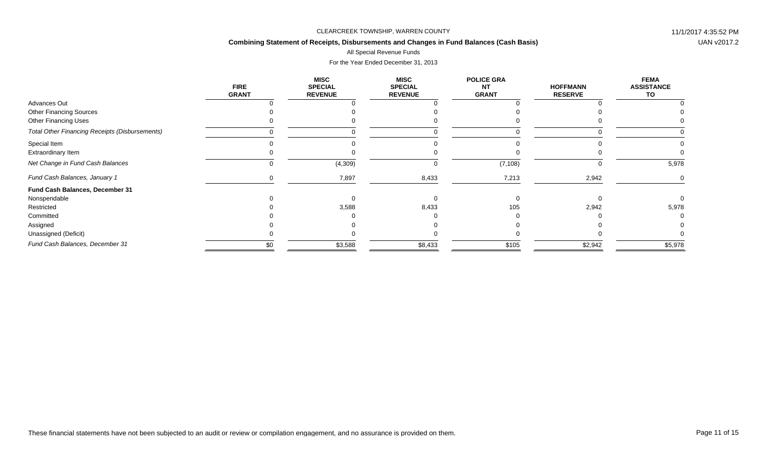CLEARCREEK TOWNSHIP, WARREN COUNTY

**Combining Statement of Receipts, Disbursements and Changes in Fund Balances (Cash Basis)**

All Special Revenue Funds

For the Year Ended December 31, 2013

| | FIRE GRANT | MISC SPECIAL REVENUE | MISC SPECIAL REVENUE | POLICE GRANT GRANT | HOFFMANN RESERVE | FEMA ASSISTANCE TO |
|---|---|---|---|---|---|---|
| Advances Out | 0 | 0 | 0 | 0 | 0 | 0 |
| Other Financing Sources | 0 | 0 | 0 | 0 | 0 | 0 |
| Other Financing Uses | 0 | 0 | 0 | 0 | 0 | 0 |
| *Total Other Financing Receipts (Disbursements)* | 0 | 0 | 0 | 0 | 0 | 0 |
| Special Item | 0 | 0 | 0 | 0 | 0 | 0 |
| Extraordinary Item | 0 | 0 | 0 | 0 | 0 | 0 |
| *Net Change in Fund Cash Balances* | 0 | (4,309) | 0 | (7,108) | 0 | 5,978 |
| *Fund Cash Balances, January 1* | 0 | 7,897 | 8,433 | 7,213 | 2,942 | 0 |
| **Fund Cash Balances, December 31** | | | | | | |
| Nonspendable | 0 | 0 | 0 | 0 | 0 | 0 |
| Restricted | 0 | 3,588 | 8,433 | 105 | 2,942 | 5,978 |
| Committed | 0 | 0 | 0 | 0 | 0 | 0 |
| Assigned | 0 | 0 | 0 | 0 | 0 | 0 |
| Unassigned (Deficit) | 0 | 0 | 0 | 0 | 0 | 0 |
| *Fund Cash Balances, December 31* | $0 | $3,588 | $8,433 | $105 | $2,942 | $5,978 |

These financial statements have not been subjected to an audit or review or compilation engagement, and no assurance is provided on them.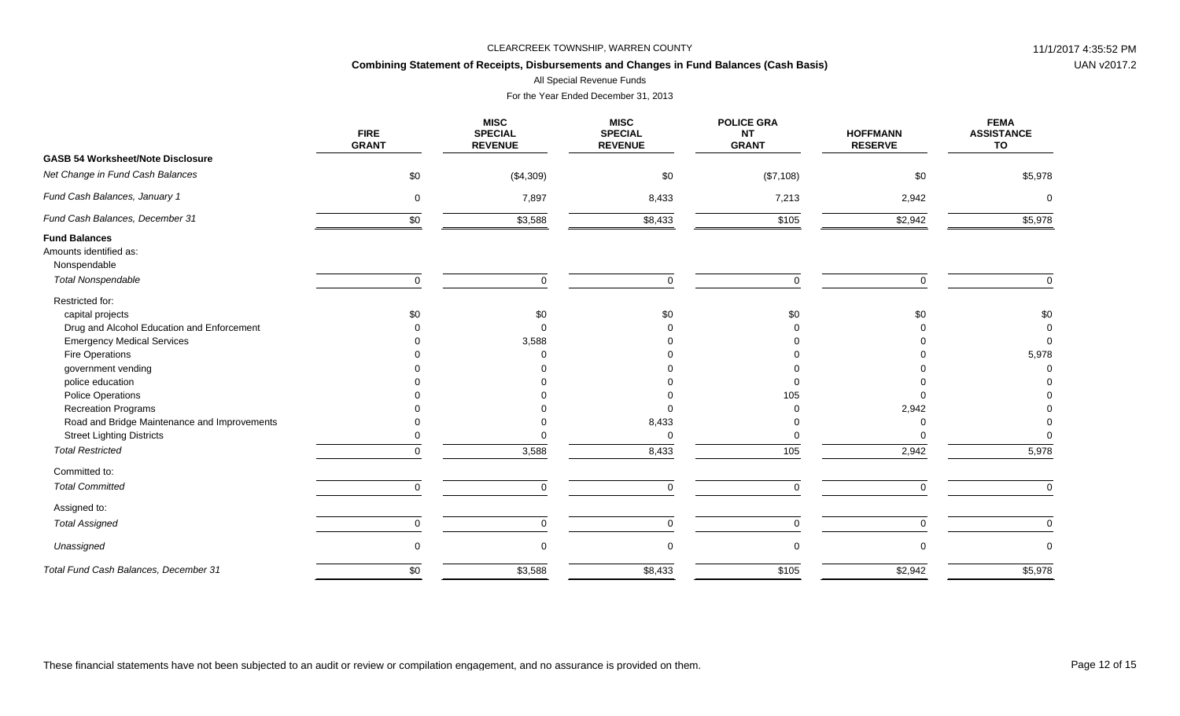CLEARCREEK TOWNSHIP, WARREN COUNTY

**Combining Statement of Receipts, Disbursements and Changes in Fund Balances (Cash Basis)**

All Special Revenue Funds

For the Year Ended December 31, 2013

| | FIRE GRANT | MISC SPECIAL REVENUE | MISC SPECIAL REVENUE | POLICE GRANT GRANT | HOFFMANN RESERVE | FEMA ASSISTANCE TO |
|---|---|---|---|---|---|---|
| **GASB 54 Worksheet/Note Disclosure** | | | | | | |
| *Net Change in Fund Cash Balances* | $0 | ($4,309) | $0 | ($7,108) | $0 | $5,978 |
| *Fund Cash Balances, January 1* | 0 | 7,897 | 8,433 | 7,213 | 2,942 | 0 |
| *Fund Cash Balances, December 31* | $0 | $3,588 | $8,433 | $105 | $2,942 | $5,978 |
| **Fund Balances** | | | | | | |
| Amounts identified as: | | | | | | |
| Nonspendable | | | | | | |
| *Total Nonspendable* | 0 | 0 | 0 | 0 | 0 | 0 |
| Restricted for: | | | | | | |
| capital projects | $0 | $0 | $0 | $0 | $0 | $0 |
| Drug and Alcohol Education and Enforcement | 0 | 0 | 0 | 0 | 0 | 0 |
| Emergency Medical Services | 0 | 3,588 | 0 | 0 | 0 | 0 |
| Fire Operations | 0 | 0 | 0 | 0 | 0 | 5,978 |
| government vending | 0 | 0 | 0 | 0 | 0 | 0 |
| police education | 0 | 0 | 0 | 0 | 0 | 0 |
| Police Operations | 0 | 0 | 0 | 105 | 0 | 0 |
| Recreation Programs | 0 | 0 | 0 | 0 | 2,942 | 0 |
| Road and Bridge Maintenance and Improvements | 0 | 0 | 8,433 | 0 | 0 | 0 |
| Street Lighting Districts | 0 | 0 | 0 | 0 | 0 | 0 |
| *Total Restricted* | 0 | 3,588 | 8,433 | 105 | 2,942 | 5,978 |
| Committed to: | | | | | | |
| *Total Committed* | 0 | 0 | 0 | 0 | 0 | 0 |
| Assigned to: | | | | | | |
| *Total Assigned* | 0 | 0 | 0 | 0 | 0 | 0 |
| *Unassigned* | 0 | 0 | 0 | 0 | 0 | 0 |
| *Total Fund Cash Balances, December 31* | $0 | $3,588 | $8,433 | $105 | $2,942 | $5,978 |

These financial statements have not been subjected to an audit or review or compilation engagement, and no assurance is provided on them.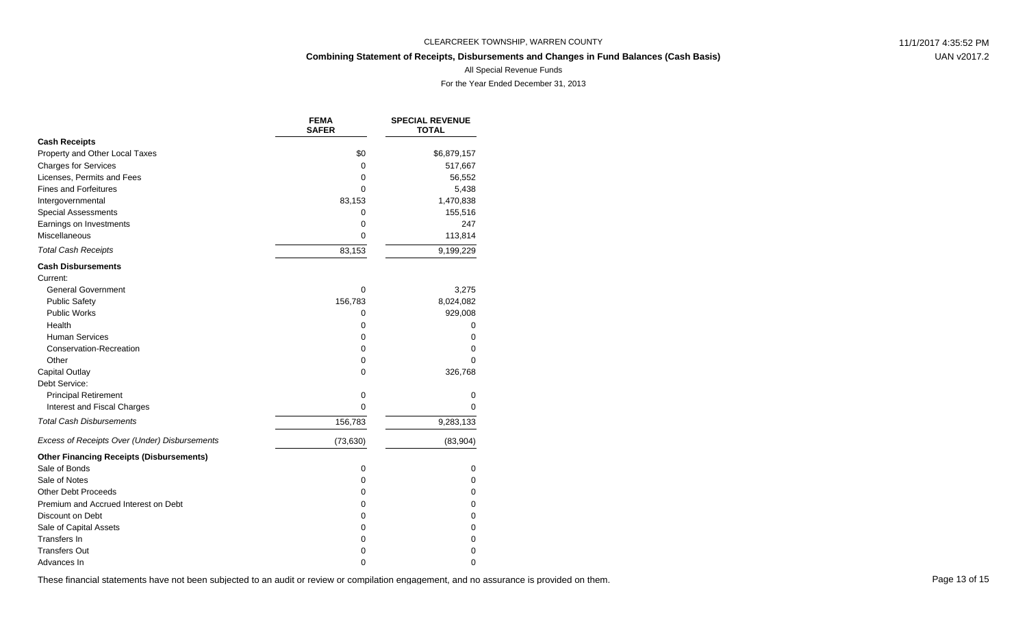CLEARCREEK TOWNSHIP, WARREN COUNTY

**Combining Statement of Receipts, Disbursements and Changes in Fund Balances (Cash Basis)**

All Special Revenue Funds

For the Year Ended December 31, 2013

| | FEMA SAFER | SPECIAL REVENUE TOTAL |
|---|---|---|
| **Cash Receipts** | | |
| Property and Other Local Taxes | $0 | $6,879,157 |
| Charges for Services | 0 | 517,667 |
| Licenses, Permits and Fees | 0 | 56,552 |
| Fines and Forfeitures | 0 | 5,438 |
| Intergovernmental | 83,153 | 1,470,838 |
| Special Assessments | 0 | 155,516 |
| Earnings on Investments | 0 | 247 |
| Miscellaneous | 0 | 113,814 |
| *Total Cash Receipts* | 83,153 | 9,199,229 |
| **Cash Disbursements** | | |
| Current: | | |
| General Government | 0 | 3,275 |
| Public Safety | 156,783 | 8,024,082 |
| Public Works | 0 | 929,008 |
| Health | 0 | 0 |
| Human Services | 0 | 0 |
| Conservation-Recreation | 0 | 0 |
| Other | 0 | 0 |
| Capital Outlay | 0 | 326,768 |
| Debt Service: | | |
| Principal Retirement | 0 | 0 |
| Interest and Fiscal Charges | 0 | 0 |
| *Total Cash Disbursements* | 156,783 | 9,283,133 |
| *Excess of Receipts Over (Under) Disbursements* | (73,630) | (83,904) |
| **Other Financing Receipts (Disbursements)** | | |
| Sale of Bonds | 0 | 0 |
| Sale of Notes | 0 | 0 |
| Other Debt Proceeds | 0 | 0 |
| Premium and Accrued Interest on Debt | 0 | 0 |
| Discount on Debt | 0 | 0 |
| Sale of Capital Assets | 0 | 0 |
| Transfers In | 0 | 0 |
| Transfers Out | 0 | 0 |
| Advances In | 0 | 0 |

These financial statements have not been subjected to an audit or review or compilation engagement, and no assurance is provided on them.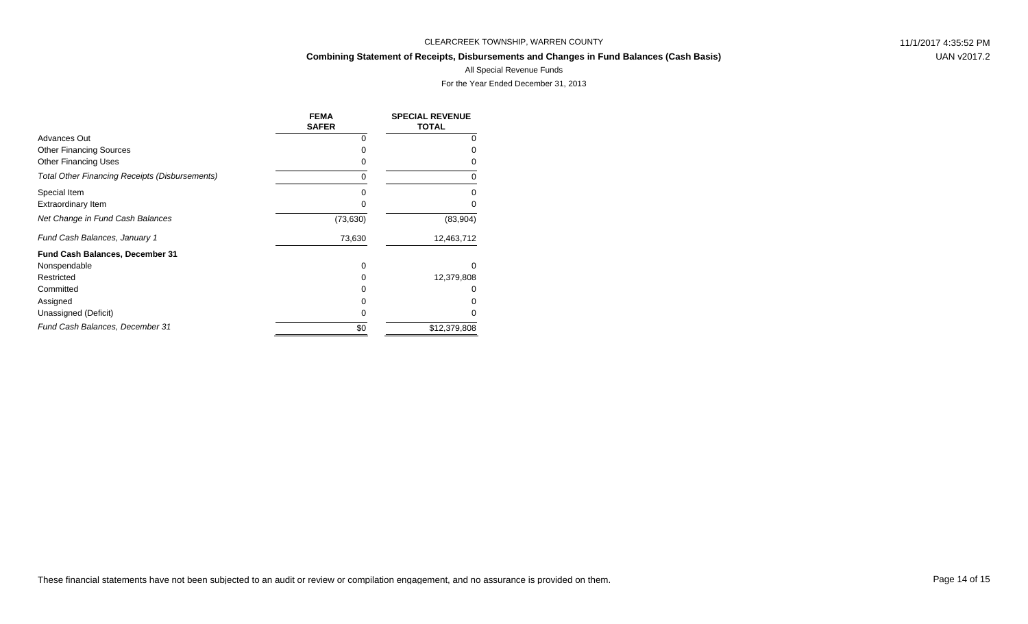CLEARCREEK TOWNSHIP, WARREN COUNTY

**Combining Statement of Receipts, Disbursements and Changes in Fund Balances (Cash Basis)**

All Special Revenue Funds

For the Year Ended December 31, 2013

| | FEMA SAFER | SPECIAL REVENUE TOTAL |
|---|---|---|
| Advances Out | 0 | 0 |
| Other Financing Sources | 0 | 0 |
| Other Financing Uses | 0 | 0 |
| *Total Other Financing Receipts (Disbursements)* | 0 | 0 |
| Special Item | 0 | 0 |
| Extraordinary Item | 0 | 0 |
| *Net Change in Fund Cash Balances* | (73,630) | (83,904) |
| *Fund Cash Balances, January 1* | 73,630 | 12,463,712 |
| **Fund Cash Balances, December 31** | | |
| Nonspendable | 0 | 0 |
| Restricted | 0 | 12,379,808 |
| Committed | 0 | 0 |
| Assigned | 0 | 0 |
| Unassigned (Deficit) | 0 | 0 |
| *Fund Cash Balances, December 31* | $0 | $12,379,808 |

These financial statements have not been subjected to an audit or review or compilation engagement, and no assurance is provided on them.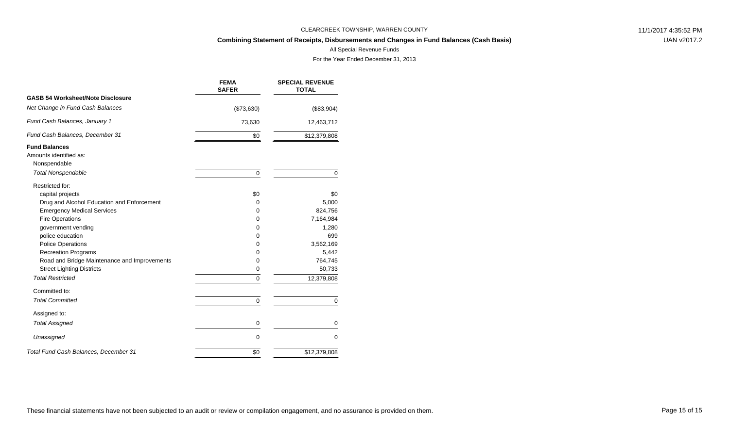CLEARCREEK TOWNSHIP, WARREN COUNTY

**Combining Statement of Receipts, Disbursements and Changes in Fund Balances (Cash Basis)**

All Special Revenue Funds

For the Year Ended December 31, 2013

| | FEMA SAFER | SPECIAL REVENUE TOTAL |
|---|---|---|
| **GASB 54 Worksheet/Note Disclosure** | | |
| *Net Change in Fund Cash Balances* | ($73,630) | ($83,904) |
| *Fund Cash Balances, January 1* | 73,630 | 12,463,712 |
| *Fund Cash Balances, December 31* | $0 | $12,379,808 |
| **Fund Balances** | | |
| Amounts identified as: | | |
| Nonspendable | | |
| *Total Nonspendable* | 0 | 0 |
| Restricted for: | | |
| capital projects | $0 | $0 |
| Drug and Alcohol Education and Enforcement | 0 | 5,000 |
| Emergency Medical Services | 0 | 824,756 |
| Fire Operations | 0 | 7,164,984 |
| government vending | 0 | 1,280 |
| police education | 0 | 699 |
| Police Operations | 0 | 3,562,169 |
| Recreation Programs | 0 | 5,442 |
| Road and Bridge Maintenance and Improvements | 0 | 764,745 |
| Street Lighting Districts | 0 | 50,733 |
| *Total Restricted* | 0 | 12,379,808 |
| Committed to: | | |
| *Total Committed* | 0 | 0 |
| Assigned to: | | |
| *Total Assigned* | 0 | 0 |
| *Unassigned* | 0 | 0 |
| *Total Fund Cash Balances, December 31* | $0 | $12,379,808 |

These financial statements have not been subjected to an audit or review or compilation engagement, and no assurance is provided on them.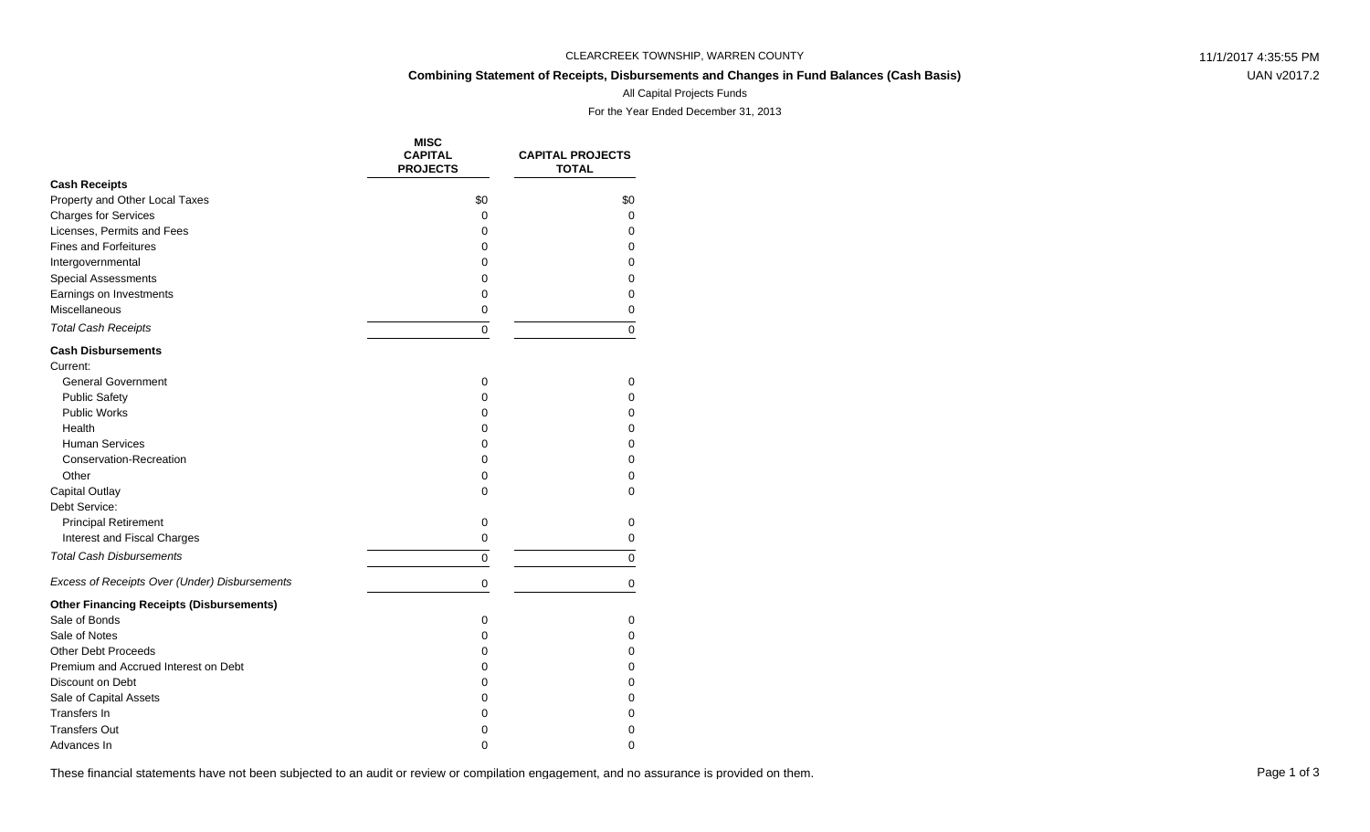CLEARCREEK TOWNSHIP, WARREN COUNTY

## Combining Statement of Receipts, Disbursements and Changes in Fund Balances (Cash Basis)

All Capital Projects Funds

For the Year Ended December 31, 2013

| | MISC CAPITAL PROJECTS | CAPITAL PROJECTS TOTAL |
|---|---|---|
| **Cash Receipts** | | |
| Property and Other Local Taxes | $0 | $0 |
| Charges for Services | 0 | 0 |
| Licenses, Permits and Fees | 0 | 0 |
| Fines and Forfeitures | 0 | 0 |
| Intergovernmental | 0 | 0 |
| Special Assessments | 0 | 0 |
| Earnings on Investments | 0 | 0 |
| Miscellaneous | 0 | 0 |
| *Total Cash Receipts* | 0 | 0 |
| **Cash Disbursements** | | |
| Current: | | |
| General Government | 0 | 0 |
| Public Safety | 0 | 0 |
| Public Works | 0 | 0 |
| Health | 0 | 0 |
| Human Services | 0 | 0 |
| Conservation-Recreation | 0 | 0 |
| Other | 0 | 0 |
| Capital Outlay | 0 | 0 |
| Debt Service: | | |
| Principal Retirement | 0 | 0 |
| Interest and Fiscal Charges | 0 | 0 |
| *Total Cash Disbursements* | 0 | 0 |
| *Excess of Receipts Over (Under) Disbursements* | 0 | 0 |
| **Other Financing Receipts (Disbursements)** | | |
| Sale of Bonds | 0 | 0 |
| Sale of Notes | 0 | 0 |
| Other Debt Proceeds | 0 | 0 |
| Premium and Accrued Interest on Debt | 0 | 0 |
| Discount on Debt | 0 | 0 |
| Sale of Capital Assets | 0 | 0 |
| Transfers In | 0 | 0 |
| Transfers Out | 0 | 0 |
| Advances In | 0 | 0 |

These financial statements have not been subjected to an audit or review or compilation engagement, and no assurance is provided on them.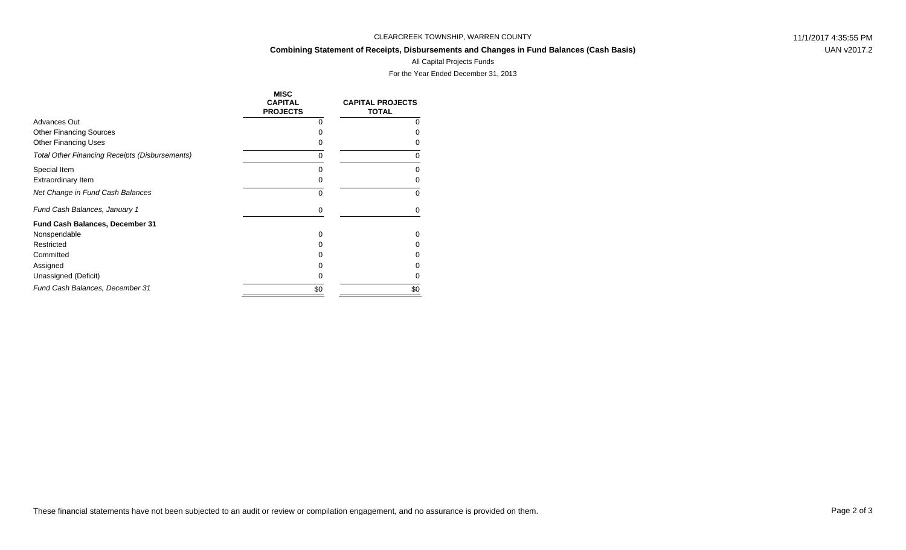CLEARCREEK TOWNSHIP, WARREN COUNTY

**Combining Statement of Receipts, Disbursements and Changes in Fund Balances (Cash Basis)**

All Capital Projects Funds

For the Year Ended December 31, 2013

| | MISC CAPITAL PROJECTS | CAPITAL PROJECTS TOTAL |
|---|---|---|
| Advances Out | 0 | 0 |
| Other Financing Sources | 0 | 0 |
| Other Financing Uses | 0 | 0 |
| *Total Other Financing Receipts (Disbursements)* | 0 | 0 |
| Special Item | 0 | 0 |
| Extraordinary Item | 0 | 0 |
| *Net Change in Fund Cash Balances* | 0 | 0 |
| *Fund Cash Balances, January 1* | 0 | 0 |
| **Fund Cash Balances, December 31** | | |
| Nonspendable | 0 | 0 |
| Restricted | 0 | 0 |
| Committed | 0 | 0 |
| Assigned | 0 | 0 |
| Unassigned (Deficit) | 0 | 0 |
| *Fund Cash Balances, December 31* | $0 | $0 |

These financial statements have not been subjected to an audit or review or compilation engagement, and no assurance is provided on them.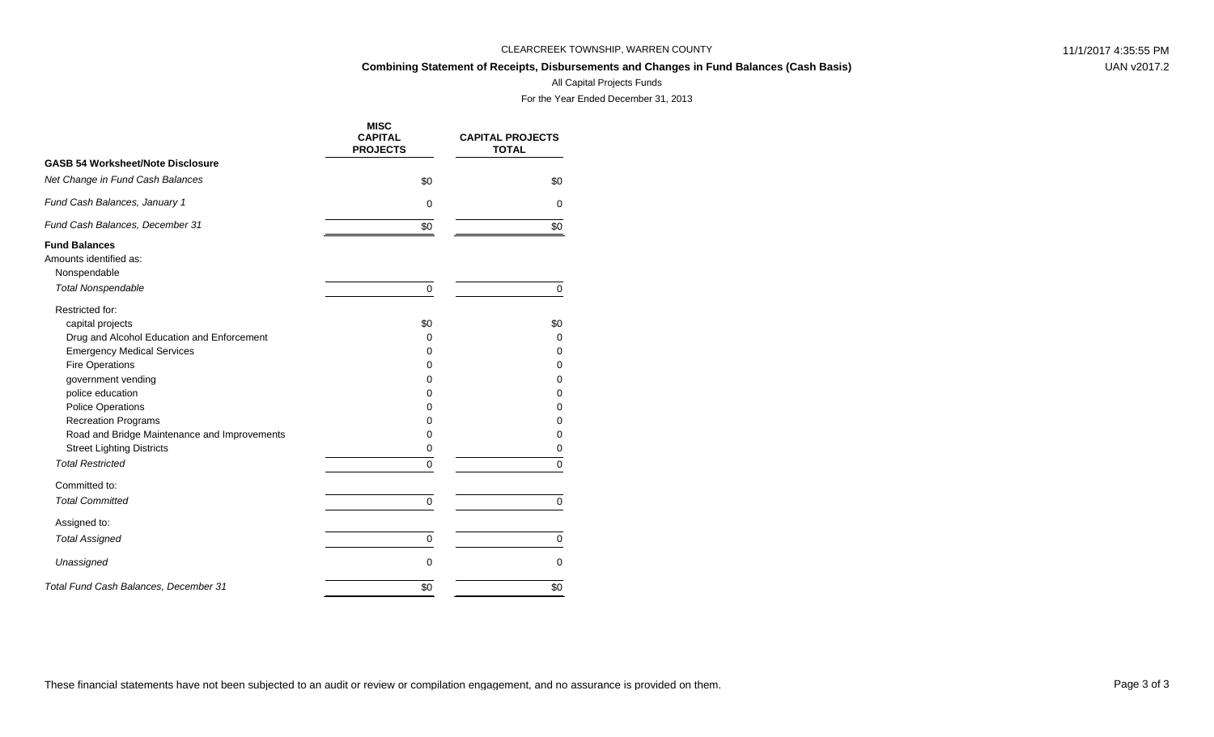CLEARCREEK TOWNSHIP, WARREN COUNTY

**Combining Statement of Receipts, Disbursements and Changes in Fund Balances (Cash Basis)**

All Capital Projects Funds

For the Year Ended December 31, 2013

| | MISC CAPITAL PROJECTS | CAPITAL PROJECTS TOTAL |
|---|---|---|
| **GASB 54 Worksheet/Note Disclosure** | | |
| *Net Change in Fund Cash Balances* | $0 | $0 |
| *Fund Cash Balances, January 1* | 0 | 0 |
| *Fund Cash Balances, December 31* | $0 | $0 |
| **Fund Balances** | | |
| Amounts identified as: | | |
| Nonspendable | | |
| *Total Nonspendable* | 0 | 0 |
| Restricted for: | | |
| capital projects | $0 | $0 |
| Drug and Alcohol Education and Enforcement | 0 | 0 |
| Emergency Medical Services | 0 | 0 |
| Fire Operations | 0 | 0 |
| government vending | 0 | 0 |
| police education | 0 | 0 |
| Police Operations | 0 | 0 |
| Recreation Programs | 0 | 0 |
| Road and Bridge Maintenance and Improvements | 0 | 0 |
| Street Lighting Districts | 0 | 0 |
| *Total Restricted* | 0 | 0 |
| Committed to: | | |
| *Total Committed* | 0 | 0 |
| Assigned to: | | |
| *Total Assigned* | 0 | 0 |
| *Unassigned* | 0 | 0 |
| *Total Fund Cash Balances, December 31* | $0 | $0 |

These financial statements have not been subjected to an audit or review or compilation engagement, and no assurance is provided on them.